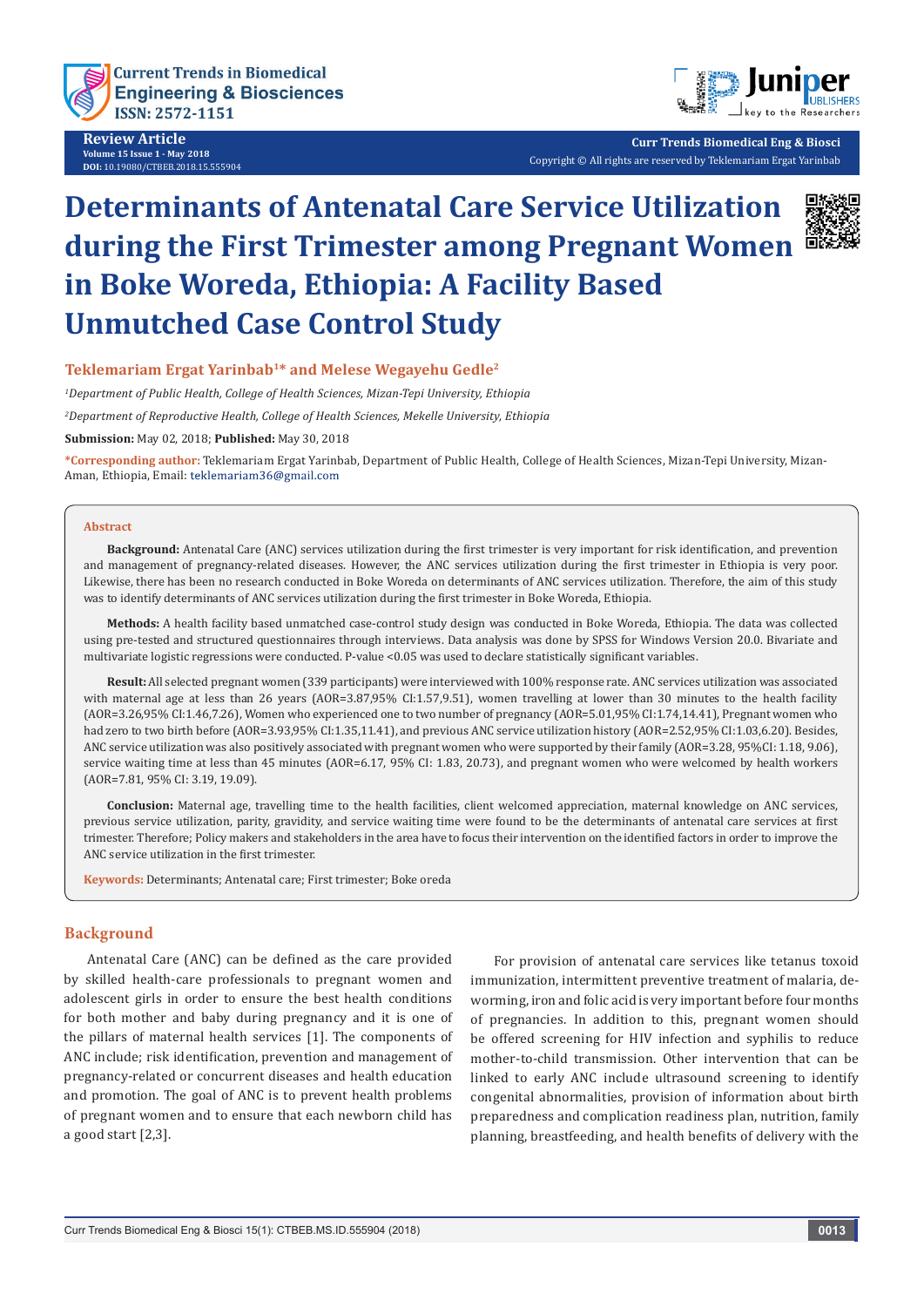Review Article
Volume 15 Issue 1 - May 2018
DOI: 10.19080/CTBEB.2018.15.555904

Copyright © All rights are reserved by Teklemariam Ergat Yarinbab

# Determinants of Antenatal Care Service Utilization during the First Trimester among Pregnant Women in Boke Woreda, Ethiopia: A Facility Based Unmutched Case Control Study

**Teklemariam Ergat Yarinbab[1]\* and Melese Wegayehu Gedle[2]**

[1]*Department of Public Health, College of Health Sciences, Mizan-Tepi University, Ethiopia*

[2]*Department of Reproductive Health, College of Health Sciences, Mekelle University, Ethiopia*

**Submission:** May 02, 2018; **Published:** May 30, 2018

**\*Corresponding author:** Teklemariam Ergat Yarinbab, Department of Public Health, College of Health Sciences, Mizan-Tepi University, Mizan-Aman, Ethiopia, Email: teklemariam36@gmail.com

## Abstract

**Background:** Antenatal Care (ANC) services utilization during the first trimester is very important for risk identification, and prevention and management of pregnancy-related diseases. However, the ANC services utilization during the first trimester in Ethiopia is very poor. Likewise, there has been no research conducted in Boke Woreda on determinants of ANC services utilization. Therefore, the aim of this study was to identify determinants of ANC services utilization during the first trimester in Boke Woreda, Ethiopia.

**Methods:** A health facility based unmatched case-control study design was conducted in Boke Woreda, Ethiopia. The data was collected using pre-tested and structured questionnaires through interviews. Data analysis was done by SPSS for Windows Version 20.0. Bivariate and multivariate logistic regressions were conducted. P-value <0.05 was used to declare statistically significant variables.

**Result:** All selected pregnant women (339 participants) were interviewed with 100% response rate. ANC services utilization was associated with maternal age at less than 26 years (AOR=3.87,95% CI:1.57,9.51), women travelling at lower than 30 minutes to the health facility (AOR=3.26,95% CI:1.46,7.26), Women who experienced one to two number of pregnancy (AOR=5.01,95% CI:1.74,14.41), Pregnant women who had zero to two birth before (AOR=3.93,95% CI:1.35,11.41), and previous ANC service utilization history (AOR=2.52,95% CI:1.03,6.20). Besides, ANC service utilization was also positively associated with pregnant women who were supported by their family (AOR=3.28, 95%CI: 1.18, 9.06), service waiting time at less than 45 minutes (AOR=6.17, 95% CI: 1.83, 20.73), and pregnant women who were welcomed by health workers (AOR=7.81, 95% CI: 3.19, 19.09).

**Conclusion:** Maternal age, travelling time to the health facilities, client welcomed appreciation, maternal knowledge on ANC services, previous service utilization, parity, gravidity, and service waiting time were found to be the determinants of antenatal care services at first trimester. Therefore; Policy makers and stakeholders in the area have to focus their intervention on the identified factors in order to improve the ANC service utilization in the first trimester.

**Keywords:** Determinants; Antenatal care; First trimester; Boke oreda

## Background

Antenatal Care (ANC) can be defined as the care provided by skilled health-care professionals to pregnant women and adolescent girls in order to ensure the best health conditions for both mother and baby during pregnancy and it is one of the pillars of maternal health services [1]. The components of ANC include; risk identification, prevention and management of pregnancy-related or concurrent diseases and health education and promotion. The goal of ANC is to prevent health problems of pregnant women and to ensure that each newborn child has a good start [2,3].

For provision of antenatal care services like tetanus toxoid immunization, intermittent preventive treatment of malaria, de-worming, iron and folic acid is very important before four months of pregnancies. In addition to this, pregnant women should be offered screening for HIV infection and syphilis to reduce mother-to-child transmission. Other intervention that can be linked to early ANC include ultrasound screening to identify congenital abnormalities, provision of information about birth preparedness and complication readiness plan, nutrition, family planning, breastfeeding, and health benefits of delivery with the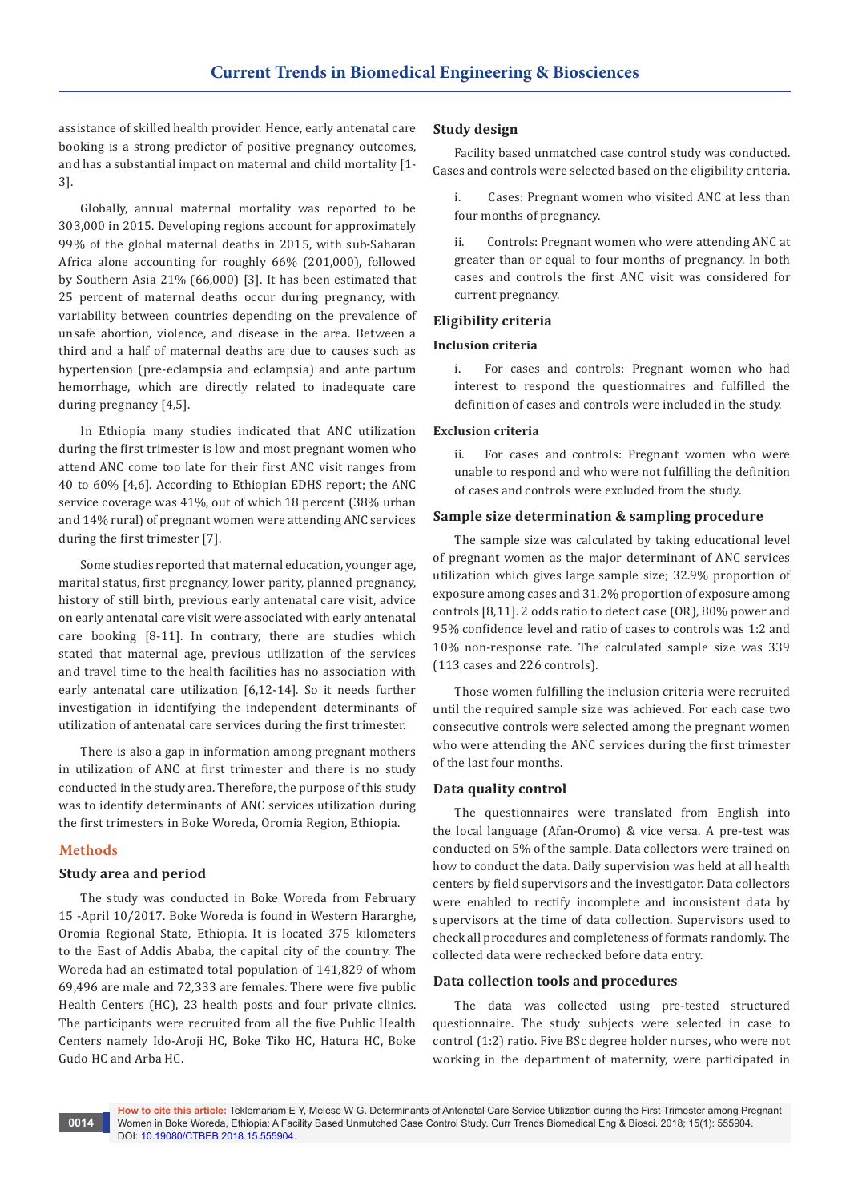assistance of skilled health provider. Hence, early antenatal care booking is a strong predictor of positive pregnancy outcomes, and has a substantial impact on maternal and child mortality [1-3].

Globally, annual maternal mortality was reported to be 303,000 in 2015. Developing regions account for approximately 99% of the global maternal deaths in 2015, with sub-Saharan Africa alone accounting for roughly 66% (201,000), followed by Southern Asia 21% (66,000) [3]. It has been estimated that 25 percent of maternal deaths occur during pregnancy, with variability between countries depending on the prevalence of unsafe abortion, violence, and disease in the area. Between a third and a half of maternal deaths are due to causes such as hypertension (pre-eclampsia and eclampsia) and ante partum hemorrhage, which are directly related to inadequate care during pregnancy [4,5].

In Ethiopia many studies indicated that ANC utilization during the first trimester is low and most pregnant women who attend ANC come too late for their first ANC visit ranges from 40 to 60% [4,6]. According to Ethiopian EDHS report; the ANC service coverage was 41%, out of which 18 percent (38% urban and 14% rural) of pregnant women were attending ANC services during the first trimester [7].

Some studies reported that maternal education, younger age, marital status, first pregnancy, lower parity, planned pregnancy, history of still birth, previous early antenatal care visit, advice on early antenatal care visit were associated with early antenatal care booking [8-11]. In contrary, there are studies which stated that maternal age, previous utilization of the services and travel time to the health facilities has no association with early antenatal care utilization [6,12-14]. So it needs further investigation in identifying the independent determinants of utilization of antenatal care services during the first trimester.

There is also a gap in information among pregnant mothers in utilization of ANC at first trimester and there is no study conducted in the study area. Therefore, the purpose of this study was to identify determinants of ANC services utilization during the first trimesters in Boke Woreda, Oromia Region, Ethiopia.

## Methods

### Study area and period

The study was conducted in Boke Woreda from February 15 -April 10/2017. Boke Woreda is found in Western Hararghe, Oromia Regional State, Ethiopia. It is located 375 kilometers to the East of Addis Ababa, the capital city of the country. The Woreda had an estimated total population of 141,829 of whom 69,496 are male and 72,333 are females. There were five public Health Centers (HC), 23 health posts and four private clinics. The participants were recruited from all the five Public Health Centers namely Ido-Aroji HC, Boke Tiko HC, Hatura HC, Boke Gudo HC and Arba HC.

### Study design

Facility based unmatched case control study was conducted. Cases and controls were selected based on the eligibility criteria.

i. Cases: Pregnant women who visited ANC at less than four months of pregnancy.

ii. Controls: Pregnant women who were attending ANC at greater than or equal to four months of pregnancy. In both cases and controls the first ANC visit was considered for current pregnancy.

### Eligibility criteria

#### Inclusion criteria

i. For cases and controls: Pregnant women who had interest to respond the questionnaires and fulfilled the definition of cases and controls were included in the study.

#### Exclusion criteria

ii. For cases and controls: Pregnant women who were unable to respond and who were not fulfilling the definition of cases and controls were excluded from the study.

### Sample size determination & sampling procedure

The sample size was calculated by taking educational level of pregnant women as the major determinant of ANC services utilization which gives large sample size; 32.9% proportion of exposure among cases and 31.2% proportion of exposure among controls [8,11]. 2 odds ratio to detect case (OR), 80% power and 95% confidence level and ratio of cases to controls was 1:2 and 10% non-response rate. The calculated sample size was 339 (113 cases and 226 controls).

Those women fulfilling the inclusion criteria were recruited until the required sample size was achieved. For each case two consecutive controls were selected among the pregnant women who were attending the ANC services during the first trimester of the last four months.

### Data quality control

The questionnaires were translated from English into the local language (Afan-Oromo) & vice versa. A pre-test was conducted on 5% of the sample. Data collectors were trained on how to conduct the data. Daily supervision was held at all health centers by field supervisors and the investigator. Data collectors were enabled to rectify incomplete and inconsistent data by supervisors at the time of data collection. Supervisors used to check all procedures and completeness of formats randomly. The collected data were rechecked before data entry.

### Data collection tools and procedures

The data was collected using pre-tested structured questionnaire. The study subjects were selected in case to control (1:2) ratio. Five BSc degree holder nurses, who were not working in the department of maternity, were participated in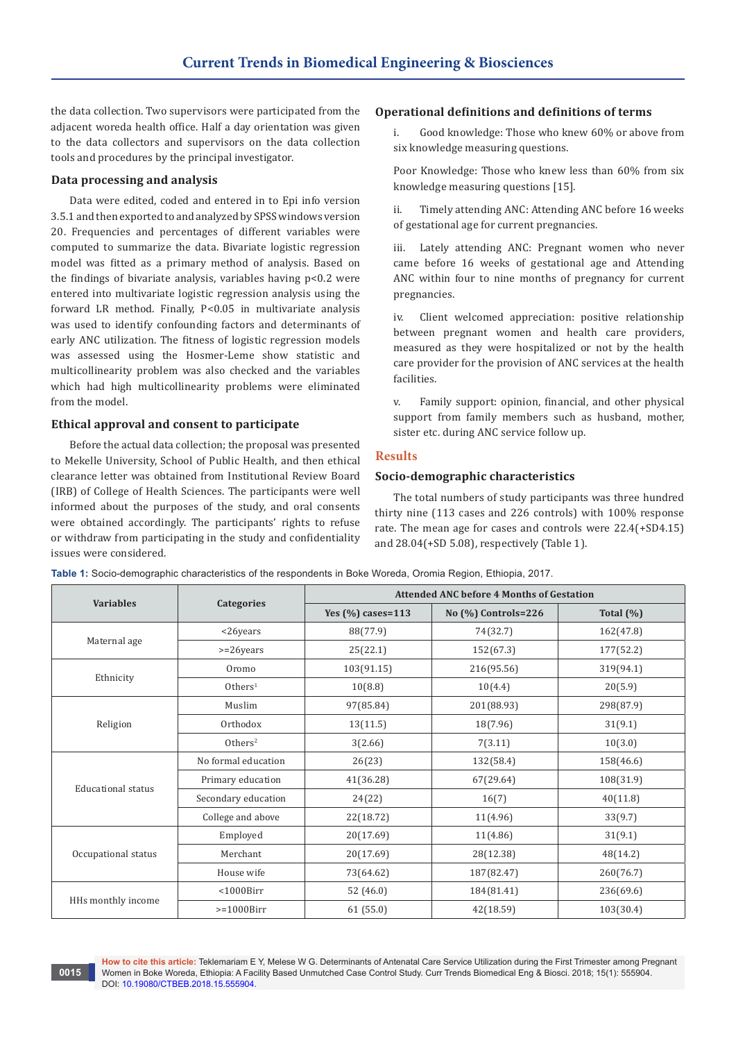the data collection. Two supervisors were participated from the adjacent woreda health office. Half a day orientation was given to the data collectors and supervisors on the data collection tools and procedures by the principal investigator.

### Data processing and analysis

Data were edited, coded and entered in to Epi info version 3.5.1 and then exported to and analyzed by SPSS windows version 20. Frequencies and percentages of different variables were computed to summarize the data. Bivariate logistic regression model was fitted as a primary method of analysis. Based on the findings of bivariate analysis, variables having p<0.2 were entered into multivariate logistic regression analysis using the forward LR method. Finally, P<0.05 in multivariate analysis was used to identify confounding factors and determinants of early ANC utilization. The fitness of logistic regression models was assessed using the Hosmer-Leme show statistic and multicollinearity problem was also checked and the variables which had high multicollinearity problems were eliminated from the model.

### Ethical approval and consent to participate

Before the actual data collection; the proposal was presented to Mekelle University, School of Public Health, and then ethical clearance letter was obtained from Institutional Review Board (IRB) of College of Health Sciences. The participants were well informed about the purposes of the study, and oral consents were obtained accordingly. The participants' rights to refuse or withdraw from participating in the study and confidentiality issues were considered.

### Operational definitions and definitions of terms

i. Good knowledge: Those who knew 60% or above from six knowledge measuring questions.

Poor Knowledge: Those who knew less than 60% from six knowledge measuring questions [15].

ii. Timely attending ANC: Attending ANC before 16 weeks of gestational age for current pregnancies.

iii. Lately attending ANC: Pregnant women who never came before 16 weeks of gestational age and Attending ANC within four to nine months of pregnancy for current pregnancies.

iv. Client welcomed appreciation: positive relationship between pregnant women and health care providers, measured as they were hospitalized or not by the health care provider for the provision of ANC services at the health facilities.

v. Family support: opinion, financial, and other physical support from family members such as husband, mother, sister etc. during ANC service follow up.

## Results

### Socio-demographic characteristics

The total numbers of study participants was three hundred thirty nine (113 cases and 226 controls) with 100% response rate. The mean age for cases and controls were 22.4(+SD4.15) and 28.04(+SD 5.08), respectively (Table 1).

**Table 1:** Socio-demographic characteristics of the respondents in Boke Woreda, Oromia Region, Ethiopia, 2017.

| Variables | Categories | Attended ANC before 4 Months of Gestation | | |
|---|---|---|---|---|
| | | Yes (%) cases=113 | No (%) Controls=226 | Total (%) |
| Maternal age | <26years | 88(77.9) | 74(32.7) | 162(47.8) |
| | >=26years | 25(22.1) | 152(67.3) | 177(52.2) |
| Ethnicity | Oromo | 103(91.15) | 216(95.56) | 319(94.1) |
| | Others[1] | 10(8.8) | 10(4.4) | 20(5.9) |
| Religion | Muslim | 97(85.84) | 201(88.93) | 298(87.9) |
| | Orthodox | 13(11.5) | 18(7.96) | 31(9.1) |
| | Others[2] | 3(2.66) | 7(3.11) | 10(3.0) |
| Educational status | No formal education | 26(23) | 132(58.4) | 158(46.6) |
| | Primary education | 41(36.28) | 67(29.64) | 108(31.9) |
| | Secondary education | 24(22) | 16(7) | 40(11.8) |
| | College and above | 22(18.72) | 11(4.96) | 33(9.7) |
| Occupational status | Employed | 20(17.69) | 11(4.86) | 31(9.1) |
| | Merchant | 20(17.69) | 28(12.38) | 48(14.2) |
| | House wife | 73(64.62) | 187(82.47) | 260(76.7) |
| HHs monthly income | <1000Birr | 52 (46.0) | 184(81.41) | 236(69.6) |
| | >=1000Birr | 61 (55.0) | 42(18.59) | 103(30.4) |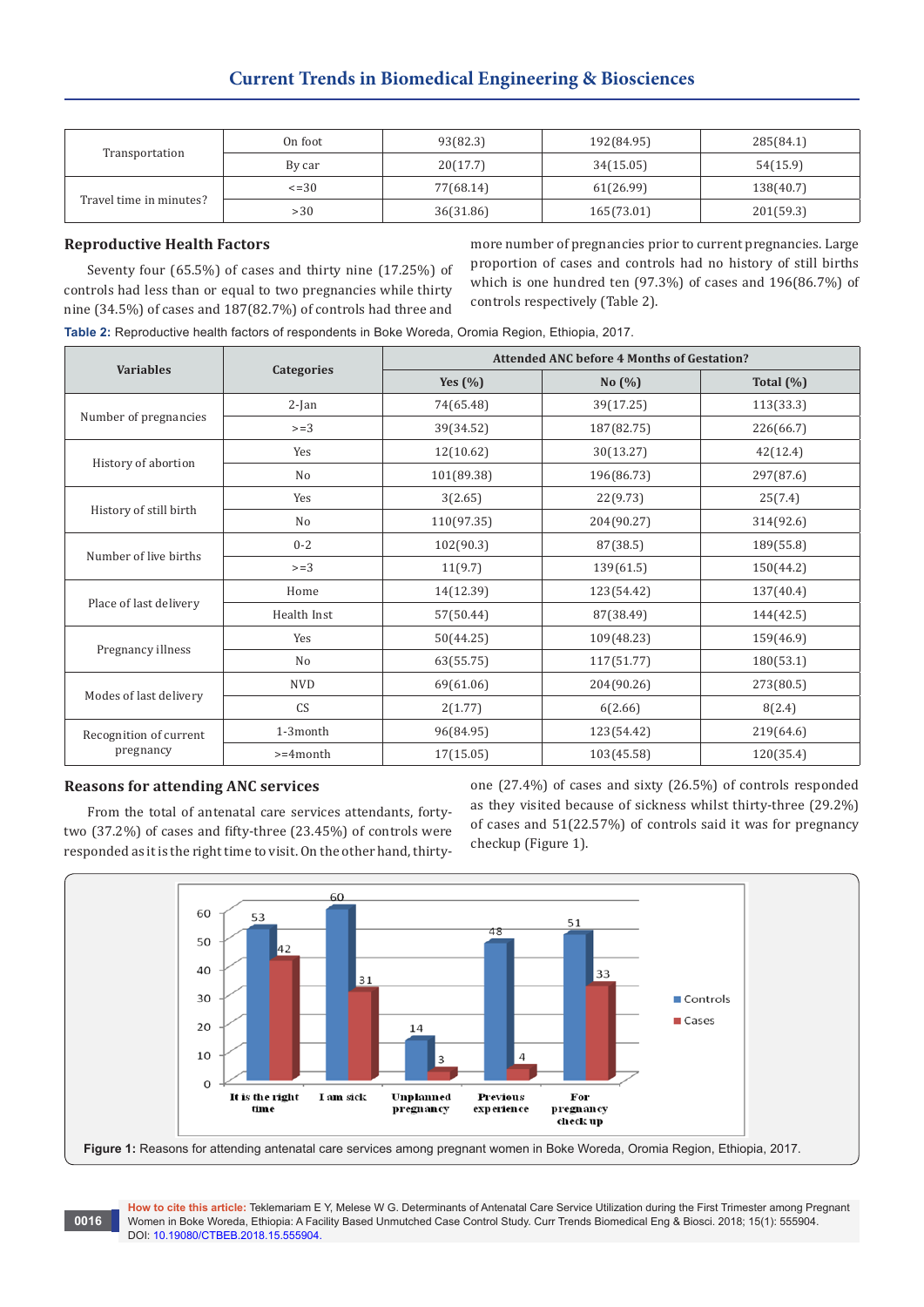| | | | | |
|---|---|---|---|---|
| Transportation | On foot | 93(82.3) | 192(84.95) | 285(84.1) |
| | By car | 20(17.7) | 34(15.05) | 54(15.9) |
| Travel time in minutes? | <=30 | 77(68.14) | 61(26.99) | 138(40.7) |
| | >30 | 36(31.86) | 165(73.01) | 201(59.3) |

## Reproductive Health Factors

Seventy four (65.5%) of cases and thirty nine (17.25%) of controls had less than or equal to two pregnancies while thirty nine (34.5%) of cases and 187(82.7%) of controls had three and more number of pregnancies prior to current pregnancies. Large proportion of cases and controls had no history of still births which is one hundred ten (97.3%) of cases and 196(86.7%) of controls respectively (Table 2).

**Table 2:** Reproductive health factors of respondents in Boke Woreda, Oromia Region, Ethiopia, 2017.

| Variables | Categories | Attended ANC before 4 Months of Gestation? | | |
|---|---|---|---|---|
| | | Yes (%) | No (%) | Total (%) |
| Number of pregnancies | 2-Jan | 74(65.48) | 39(17.25) | 113(33.3) |
| | >=3 | 39(34.52) | 187(82.75) | 226(66.7) |
| History of abortion | Yes | 12(10.62) | 30(13.27) | 42(12.4) |
| | No | 101(89.38) | 196(86.73) | 297(87.6) |
| History of still birth | Yes | 3(2.65) | 22(9.73) | 25(7.4) |
| | No | 110(97.35) | 204(90.27) | 314(92.6) |
| Number of live births | 0-2 | 102(90.3) | 87(38.5) | 189(55.8) |
| | >=3 | 11(9.7) | 139(61.5) | 150(44.2) |
| Place of last delivery | Home | 14(12.39) | 123(54.42) | 137(40.4) |
| | Health Inst | 57(50.44) | 87(38.49) | 144(42.5) |
| Pregnancy illness | Yes | 50(44.25) | 109(48.23) | 159(46.9) |
| | No | 63(55.75) | 117(51.77) | 180(53.1) |
| Modes of last delivery | NVD | 69(61.06) | 204(90.26) | 273(80.5) |
| | CS | 2(1.77) | 6(2.66) | 8(2.4) |
| Recognition of current pregnancy | 1-3month | 96(84.95) | 123(54.42) | 219(64.6) |
| | >=4month | 17(15.05) | 103(45.58) | 120(35.4) |

## Reasons for attending ANC services

From the total of antenatal care services attendants, forty-two (37.2%) of cases and fifty-three (23.45%) of controls were responded as it is the right time to visit. On the other hand, thirty-one (27.4%) of cases and sixty (26.5%) of controls responded as they visited because of sickness whilst thirty-three (29.2%) of cases and 51(22.57%) of controls said it was for pregnancy checkup (Figure 1).

**Figure 1:** Reasons for attending antenatal care services among pregnant women in Boke Woreda, Oromia Region, Ethiopia, 2017.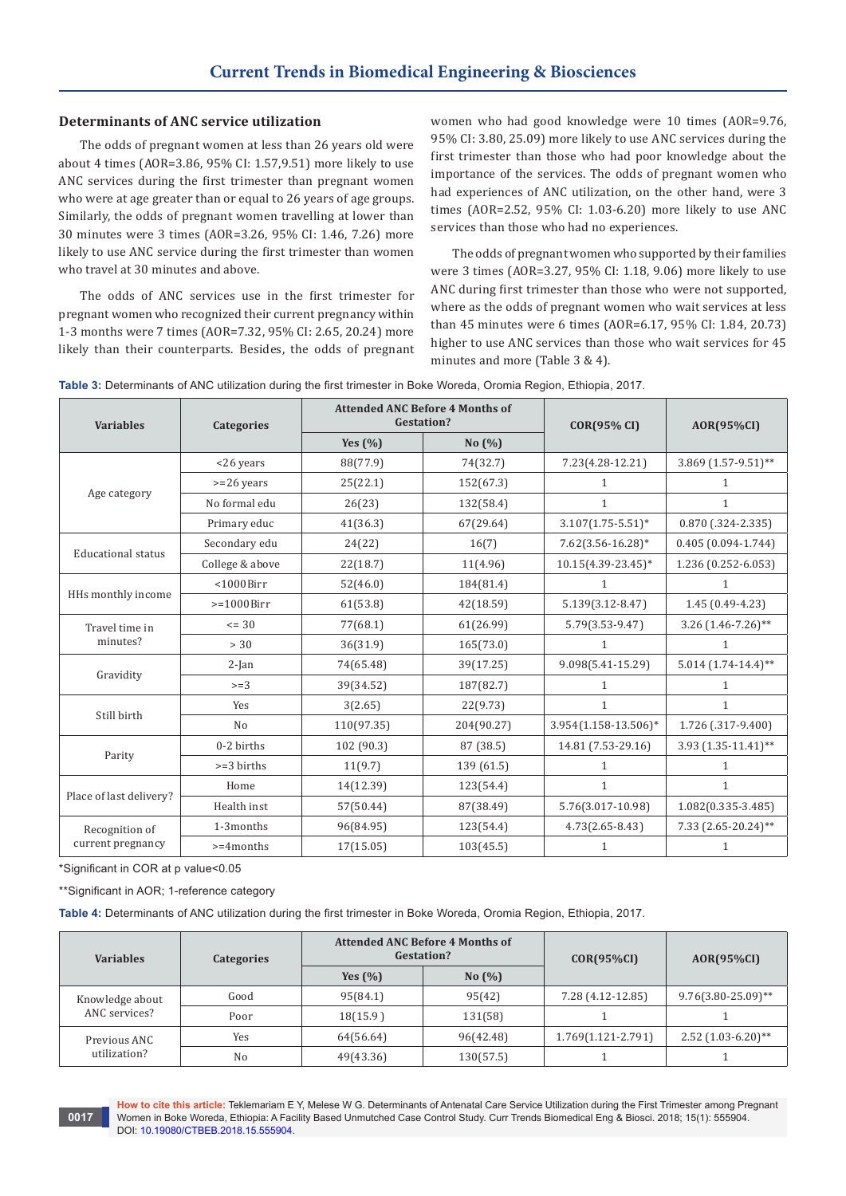### Determinants of ANC service utilization

The odds of pregnant women at less than 26 years old were about 4 times (AOR=3.86, 95% CI: 1.57,9.51) more likely to use ANC services during the first trimester than pregnant women who were at age greater than or equal to 26 years of age groups. Similarly, the odds of pregnant women travelling at lower than 30 minutes were 3 times (AOR=3.26, 95% CI: 1.46, 7.26) more likely to use ANC service during the first trimester than women who travel at 30 minutes and above.

The odds of ANC services use in the first trimester for pregnant women who recognized their current pregnancy within 1-3 months were 7 times (AOR=7.32, 95% CI: 2.65, 20.24) more likely than their counterparts. Besides, the odds of pregnant women who had good knowledge were 10 times (AOR=9.76, 95% CI: 3.80, 25.09) more likely to use ANC services during the first trimester than those who had poor knowledge about the importance of the services. The odds of pregnant women who had experiences of ANC utilization, on the other hand, were 3 times (AOR=2.52, 95% CI: 1.03-6.20) more likely to use ANC services than those who had no experiences.

The odds of pregnant women who supported by their families were 3 times (AOR=3.27, 95% CI: 1.18, 9.06) more likely to use ANC during first trimester than those who were not supported, where as the odds of pregnant women who wait services at less than 45 minutes were 6 times (AOR=6.17, 95% CI: 1.84, 20.73) higher to use ANC services than those who wait services for 45 minutes and more (Table 3 & 4).

**Table 3:** Determinants of ANC utilization during the first trimester in Boke Woreda, Oromia Region, Ethiopia, 2017.

| Variables | Categories | Attended ANC Before 4 Months of Gestation? | | COR(95% CI) | AOR(95%CI) |
|---|---|---|---|---|---|
| | | Yes (%) | No (%) | | |
| Age category | <26 years | 88(77.9) | 74(32.7) | 7.23(4.28-12.21) | 3.869 (1.57-9.51)** |
| | >=26 years | 25(22.1) | 152(67.3) | 1 | 1 |
| | No formal edu | 26(23) | 132(58.4) | 1 | 1 |
| | Primary educ | 41(36.3) | 67(29.64) | 3.107(1.75-5.51)* | 0.870 (.324-2.335) |
| Educational status | Secondary edu | 24(22) | 16(7) | 7.62(3.56-16.28)* | 0.405 (0.094-1.744) |
| | College & above | 22(18.7) | 11(4.96) | 10.15(4.39-23.45)* | 1.236 (0.252-6.053) |
| HHs monthly income | <1000Birr | 52(46.0) | 184(81.4) | 1 | 1 |
| | >=1000Birr | 61(53.8) | 42(18.59) | 5.139(3.12-8.47) | 1.45 (0.49-4.23) |
| Travel time in minutes? | <= 30 | 77(68.1) | 61(26.99) | 5.79(3.53-9.47) | 3.26 (1.46-7.26)** |
| | > 30 | 36(31.9) | 165(73.0) | 1 | 1 |
| Gravidity | 2-Jan | 74(65.48) | 39(17.25) | 9.098(5.41-15.29) | 5.014 (1.74-14.4)** |
| | >=3 | 39(34.52) | 187(82.7) | 1 | 1 |
| Still birth | Yes | 3(2.65) | 22(9.73) | 1 | 1 |
| | No | 110(97.35) | 204(90.27) | 3.954(1.158-13.506)* | 1.726 (.317-9.400) |
| Parity | 0-2 births | 102 (90.3) | 87 (38.5) | 14.81 (7.53-29.16) | 3.93 (1.35-11.41)** |
| | >=3 births | 11(9.7) | 139 (61.5) | 1 | 1 |
| Place of last delivery? | Home | 14(12.39) | 123(54.4) | 1 | 1 |
| | Health inst | 57(50.44) | 87(38.49) | 5.76(3.017-10.98) | 1.082(0.335-3.485) |
| Recognition of current pregnancy | 1-3months | 96(84.95) | 123(54.4) | 4.73(2.65-8.43) | 7.33 (2.65-20.24)** |
| | >=4months | 17(15.05) | 103(45.5) | 1 | 1 |

*Significant in COR at p value<0.05

**Significant in AOR; 1-reference category

**Table 4:** Determinants of ANC utilization during the first trimester in Boke Woreda, Oromia Region, Ethiopia, 2017.

| Variables | Categories | Attended ANC Before 4 Months of Gestation? | | COR(95%CI) | AOR(95%CI) |
|---|---|---|---|---|---|
| | | Yes (%) | No (%) | | |
| Knowledge about ANC services? | Good | 95(84.1) | 95(42) | 7.28 (4.12-12.85) | 9.76(3.80-25.09)** |
| | Poor | 18(15.9 ) | 131(58) | 1 | 1 |
| Previous ANC utilization? | Yes | 64(56.64) | 96(42.48) | 1.769(1.121-2.791) | 2.52 (1.03-6.20)** |
| | No | 49(43.36) | 130(57.5) | 1 | 1 |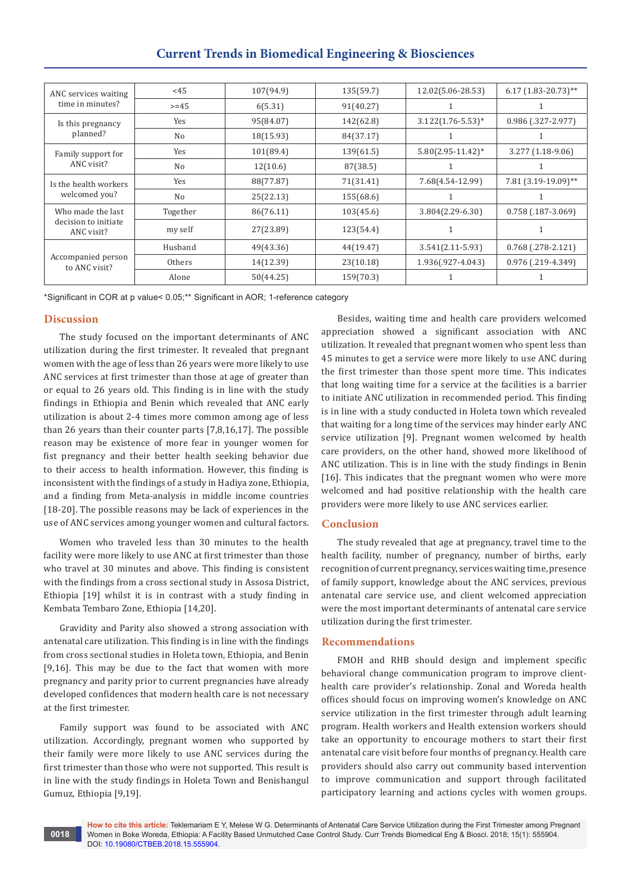| | | | | | |
|---|---|---|---|---|---|
| ANC services waiting time in minutes? | <45 | 107(94.9) | 135(59.7) | 12.02(5.06-28.53) | 6.17 (1.83-20.73)** |
| | >=45 | 6(5.31) | 91(40.27) | 1 | 1 |
| Is this pregnancy planned? | Yes | 95(84.07) | 142(62.8) | 3.122(1.76-5.53)* | 0.986 (.327-2.977) |
| | No | 18(15.93) | 84(37.17) | 1 | 1 |
| Family support for ANC visit? | Yes | 101(89.4) | 139(61.5) | 5.80(2.95-11.42)* | 3.277 (1.18-9.06) |
| | No | 12(10.6) | 87(38.5) | 1 | 1 |
| Is the health workers welcomed you? | Yes | 88(77.87) | 71(31.41) | 7.68(4.54-12.99) | 7.81 (3.19-19.09)** |
| | No | 25(22.13) | 155(68.6) | 1 | 1 |
| Who made the last decision to initiate ANC visit? | Together | 86(76.11) | 103(45.6) | 3.804(2.29-6.30) | 0.758 (.187-3.069) |
| | my self | 27(23.89) | 123(54.4) | 1 | 1 |
| Accompanied person to ANC visit? | Husband | 49(43.36) | 44(19.47) | 3.541(2.11-5.93) | 0.768 (.278-2.121) |
| | Others | 14(12.39) | 23(10.18) | 1.936(.927-4.043) | 0.976 (.219-4.349) |
| | Alone | 50(44.25) | 159(70.3) | 1 | 1 |

*Significant in COR at p value< 0.05;** Significant in AOR; 1-reference category

## Discussion

The study focused on the important determinants of ANC utilization during the first trimester. It revealed that pregnant women with the age of less than 26 years were more likely to use ANC services at first trimester than those at age of greater than or equal to 26 years old. This finding is in line with the study findings in Ethiopia and Benin which revealed that ANC early utilization is about 2-4 times more common among age of less than 26 years than their counter parts [7,8,16,17]. The possible reason may be existence of more fear in younger women for fist pregnancy and their better health seeking behavior due to their access to health information. However, this finding is inconsistent with the findings of a study in Hadiya zone, Ethiopia, and a finding from Meta-analysis in middle income countries [18-20]. The possible reasons may be lack of experiences in the use of ANC services among younger women and cultural factors.

Women who traveled less than 30 minutes to the health facility were more likely to use ANC at first trimester than those who travel at 30 minutes and above. This finding is consistent with the findings from a cross sectional study in Assosa District, Ethiopia [19] whilst it is in contrast with a study finding in Kembata Tembaro Zone, Ethiopia [14,20].

Gravidity and Parity also showed a strong association with antenatal care utilization. This finding is in line with the findings from cross sectional studies in Holeta town, Ethiopia, and Benin [9,16]. This may be due to the fact that women with more pregnancy and parity prior to current pregnancies have already developed confidences that modern health care is not necessary at the first trimester.

Family support was found to be associated with ANC utilization. Accordingly, pregnant women who supported by their family were more likely to use ANC services during the first trimester than those who were not supported. This result is in line with the study findings in Holeta Town and Benishangul Gumuz, Ethiopia [9,19].

Besides, waiting time and health care providers welcomed appreciation showed a significant association with ANC utilization. It revealed that pregnant women who spent less than 45 minutes to get a service were more likely to use ANC during the first trimester than those spent more time. This indicates that long waiting time for a service at the facilities is a barrier to initiate ANC utilization in recommended period. This finding is in line with a study conducted in Holeta town which revealed that waiting for a long time of the services may hinder early ANC service utilization [9]. Pregnant women welcomed by health care providers, on the other hand, showed more likelihood of ANC utilization. This is in line with the study findings in Benin [16]. This indicates that the pregnant women who were more welcomed and had positive relationship with the health care providers were more likely to use ANC services earlier.

## Conclusion

The study revealed that age at pregnancy, travel time to the health facility, number of pregnancy, number of births, early recognition of current pregnancy, services waiting time, presence of family support, knowledge about the ANC services, previous antenatal care service use, and client welcomed appreciation were the most important determinants of antenatal care service utilization during the first trimester.

## Recommendations

FMOH and RHB should design and implement specific behavioral change communication program to improve client-health care provider's relationship. Zonal and Woreda health offices should focus on improving women's knowledge on ANC service utilization in the first trimester through adult learning program. Health workers and Health extension workers should take an opportunity to encourage mothers to start their first antenatal care visit before four months of pregnancy. Health care providers should also carry out community based intervention to improve communication and support through facilitated participatory learning and actions cycles with women groups.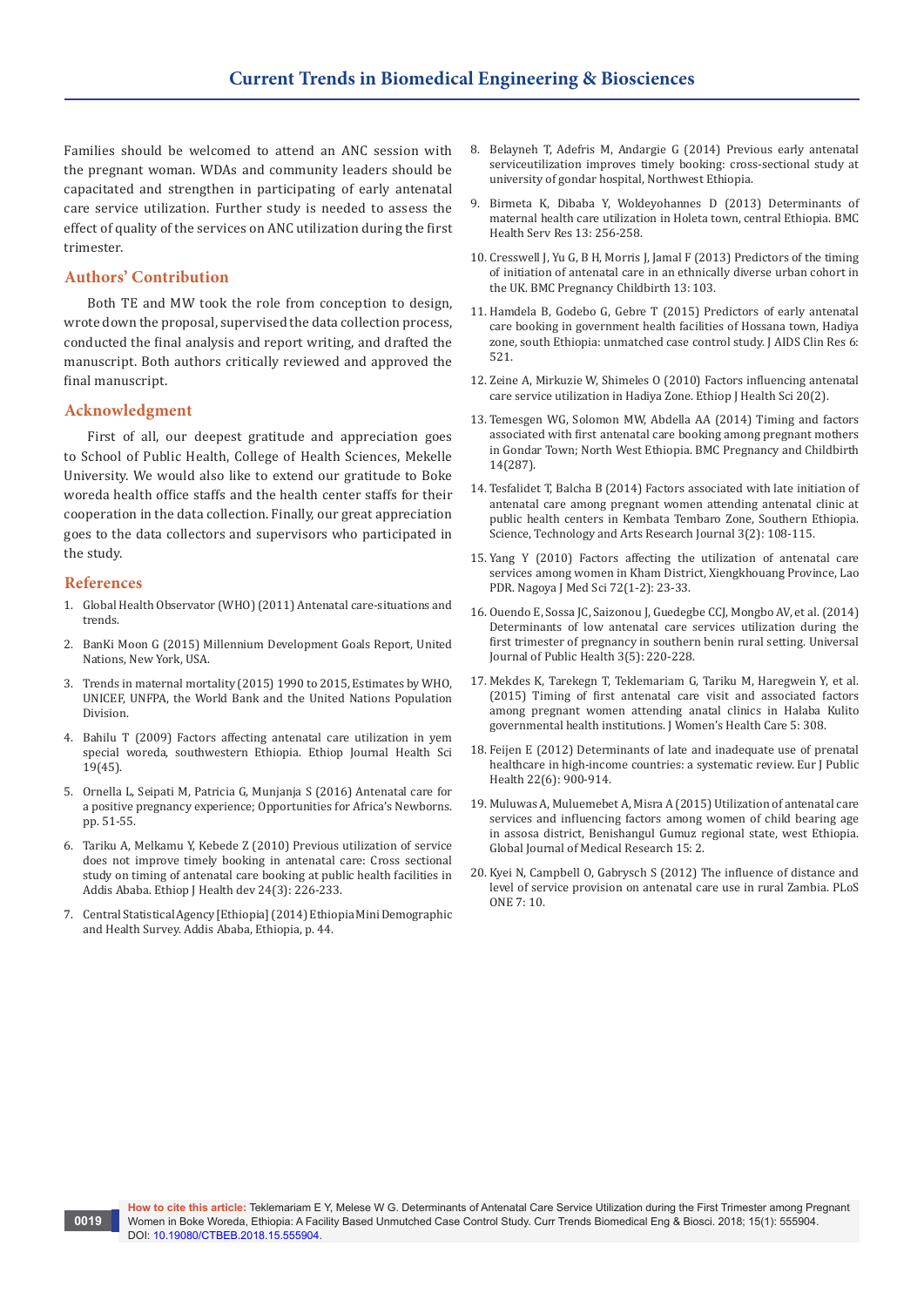Families should be welcomed to attend an ANC session with the pregnant woman. WDAs and community leaders should be capacitated and strengthen in participating of early antenatal care service utilization. Further study is needed to assess the effect of quality of the services on ANC utilization during the first trimester.

## Authors' Contribution

Both TE and MW took the role from conception to design, wrote down the proposal, supervised the data collection process, conducted the final analysis and report writing, and drafted the manuscript. Both authors critically reviewed and approved the final manuscript.

## Acknowledgment

First of all, our deepest gratitude and appreciation goes to School of Public Health, College of Health Sciences, Mekelle University. We would also like to extend our gratitude to Boke woreda health office staffs and the health center staffs for their cooperation in the data collection. Finally, our great appreciation goes to the data collectors and supervisors who participated in the study.

## References

1. Global Health Observator (WHO) (2011) Antenatal care-situations and trends.
2. BanKi Moon G (2015) Millennium Development Goals Report, United Nations, New York, USA.
3. Trends in maternal mortality (2015) 1990 to 2015, Estimates by WHO, UNICEF, UNFPA, the World Bank and the United Nations Population Division.
4. Bahilu T (2009) Factors affecting antenatal care utilization in yem special woreda, southwestern Ethiopia. Ethiop Journal Health Sci 19(45).
5. Ornella L, Seipati M, Patricia G, Munjanja S (2016) Antenatal care for a positive pregnancy experience; Opportunities for Africa's Newborns. pp. 51-55.
6. Tariku A, Melkamu Y, Kebede Z (2010) Previous utilization of service does not improve timely booking in antenatal care: Cross sectional study on timing of antenatal care booking at public health facilities in Addis Ababa. Ethiop J Health dev 24(3): 226-233.
7. Central Statistical Agency [Ethiopia] (2014) Ethiopia Mini Demographic and Health Survey. Addis Ababa, Ethiopia, p. 44.
8. Belayneh T, Adefris M, Andargie G (2014) Previous early antenatal serviceutilization improves timely booking: cross-sectional study at university of gondar hospital, Northwest Ethiopia.
9. Birmeta K, Dibaba Y, Woldeyohannes D (2013) Determinants of maternal health care utilization in Holeta town, central Ethiopia. BMC Health Serv Res 13: 256-258.
10. Cresswell J, Yu G, B H, Morris J, Jamal F (2013) Predictors of the timing of initiation of antenatal care in an ethnically diverse urban cohort in the UK. BMC Pregnancy Childbirth 13: 103.
11. Hamdela B, Godebo G, Gebre T (2015) Predictors of early antenatal care booking in government health facilities of Hossana town, Hadiya zone, south Ethiopia: unmatched case control study. J AIDS Clin Res 6: 521.
12. Zeine A, Mirkuzie W, Shimeles O (2010) Factors influencing antenatal care service utilization in Hadiya Zone. Ethiop J Health Sci 20(2).
13. Temesgen WG, Solomon MW, Abdella AA (2014) Timing and factors associated with first antenatal care booking among pregnant mothers in Gondar Town; North West Ethiopia. BMC Pregnancy and Childbirth 14(287).
14. Tesfalidet T, Balcha B (2014) Factors associated with late initiation of antenatal care among pregnant women attending antenatal clinic at public health centers in Kembata Tembaro Zone, Southern Ethiopia. Science, Technology and Arts Research Journal 3(2): 108-115.
15. Yang Y (2010) Factors affecting the utilization of antenatal care services among women in Kham District, Xiengkhouang Province, Lao PDR. Nagoya J Med Sci 72(1-2): 23-33.
16. Ouendo E, Sossa JC, Saizonou J, Guedegbe CCJ, Mongbo AV, et al. (2014) Determinants of low antenatal care services utilization during the first trimester of pregnancy in southern benin rural setting. Universal Journal of Public Health 3(5): 220-228.
17. Mekdes K, Tarekegn T, Teklemariam G, Tariku M, Haregwein Y, et al. (2015) Timing of first antenatal care visit and associated factors among pregnant women attending anatal clinics in Halaba Kulito governmental health institutions. J Women's Health Care 5: 308.
18. Feijen E (2012) Determinants of late and inadequate use of prenatal healthcare in high-income countries: a systematic review. Eur J Public Health 22(6): 900-914.
19. Muluwas A, Muluemebet A, Misra A (2015) Utilization of antenatal care services and influencing factors among women of child bearing age in assosa district, Benishangul Gumuz regional state, west Ethiopia. Global Journal of Medical Research 15: 2.
20. Kyei N, Campbell O, Gabrysch S (2012) The influence of distance and level of service provision on antenatal care use in rural Zambia. PLoS ONE 7: 10.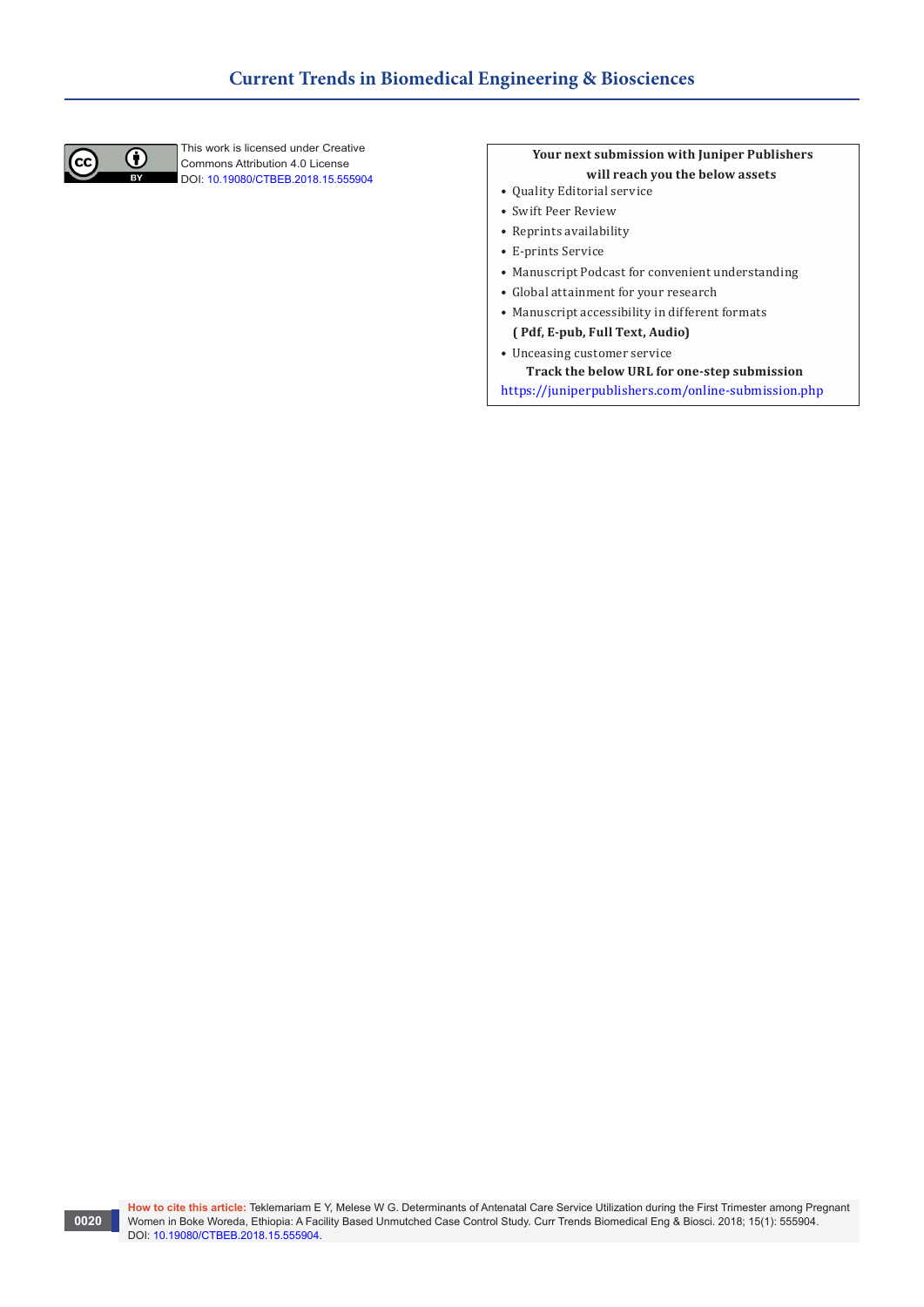This work is licensed under Creative Commons Attribution 4.0 License
DOI: 10.19080/CTBEB.2018.15.555904

**Your next submission with Juniper Publishers will reach you the below assets**

- Quality Editorial service
- Swift Peer Review
- Reprints availability
- E-prints Service
- Manuscript Podcast for convenient understanding
- Global attainment for your research
- Manuscript accessibility in different formats
  **( Pdf, E-pub, Full Text, Audio)**
- Unceasing customer service

**Track the below URL for one-step submission**
https://juniperpublishers.com/online-submission.php